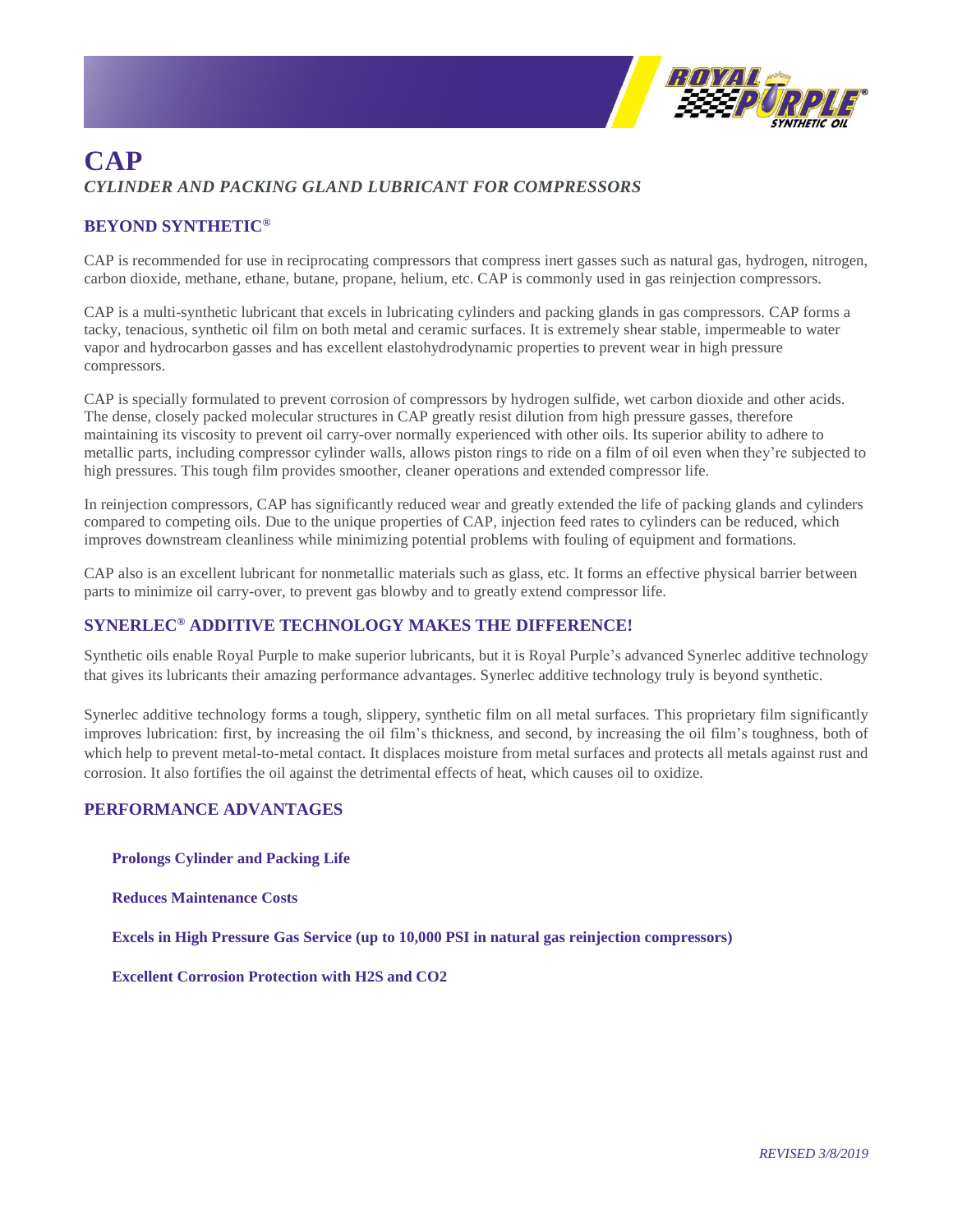# CAP

## *CYLINDER AND PACKING GLAND LUBRICANT FOR COMPRESSORS*

### BEYOND SYNTHETIC®

CAP is recommended for use in reciprocating compressors that compress inert gasses such as natural gas, hydrogen, nitrogen, carbon dioxide, methane, ethane, butane, propane, helium, etc. CAP is commonly used in gas reinjection compressors.

CAP is a multi-synthetic lubricant that excels in lubricating cylinders and packing glands in gas compressors. CAP forms a tacky, tenacious, synthetic oil film on both metal and ceramic surfaces. It is extremely shear stable, impermeable to water vapor and hydrocarbon gasses and has excellent elastohydrodynamic properties to prevent wear in high pressure compressors.

CAP is specially formulated to prevent corrosion of compressors by hydrogen sulfide, wet carbon dioxide and other acids. The dense, closely packed molecular structures in CAP greatly resist dilution from high pressure gasses, therefore maintaining its viscosity to prevent oil carry-over normally experienced with other oils. Its superior ability to adhere to metallic parts, including compressor cylinder walls, allows piston rings to ride on a film of oil even when they're subjected to high pressures. This tough film provides smoother, cleaner operations and extended compressor life.

In reinjection compressors, CAP has significantly reduced wear and greatly extended the life of packing glands and cylinders compared to competing oils. Due to the unique properties of CAP, injection feed rates to cylinders can be reduced, which improves downstream cleanliness while minimizing potential problems with fouling of equipment and formations.

CAP also is an excellent lubricant for nonmetallic materials such as glass, etc. It forms an effective physical barrier between parts to minimize oil carry-over, to prevent gas blowby and to greatly extend compressor life.

### SYNERLEC® ADDITIVE TECHNOLOGY MAKES THE DIFFERENCE!

Synthetic oils enable Royal Purple to make superior lubricants, but it is Royal Purple's advanced Synerlec additive technology that gives its lubricants their amazing performance advantages. Synerlec additive technology truly is beyond synthetic.

Synerlec additive technology forms a tough, slippery, synthetic film on all metal surfaces. This proprietary film significantly improves lubrication: first, by increasing the oil film's thickness, and second, by increasing the oil film's toughness, both of which help to prevent metal-to-metal contact. It displaces moisture from metal surfaces and protects all metals against rust and corrosion. It also fortifies the oil against the detrimental effects of heat, which causes oil to oxidize.

### PERFORMANCE ADVANTAGES

**Prolongs Cylinder and Packing Life**

**Reduces Maintenance Costs**

**Excels in High Pressure Gas Service (up to 10,000 PSI in natural gas reinjection compressors)**

**Excellent Corrosion Protection with $H_2S$ and $CO_2$**

*REVISED 3/8/2019*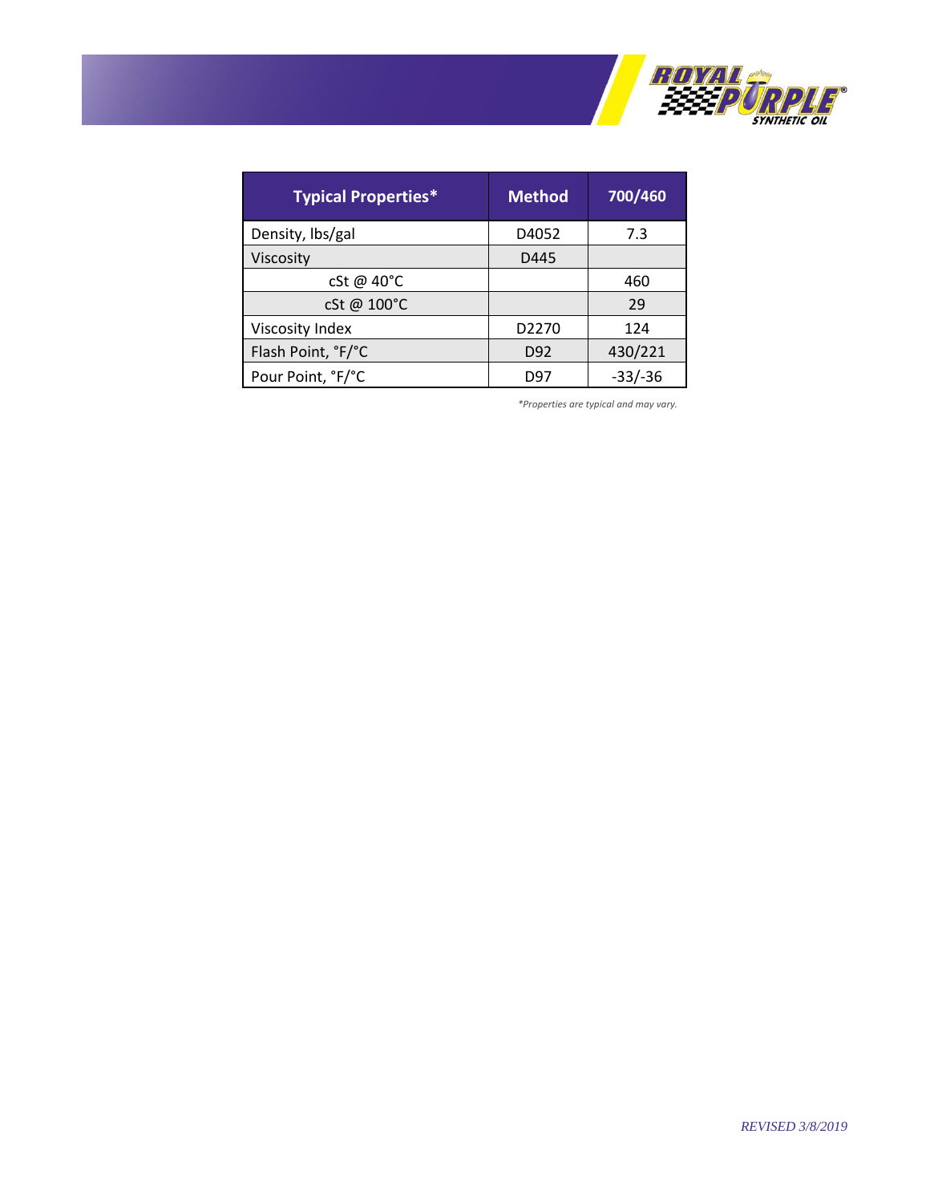| Typical Properties* | Method | 700/460 |
|---|---|---|
| Density, lbs/gal | D4052 | 7.3 |
| Viscosity | D445 | |
| cSt @ 40°C | | 460 |
| cSt @ 100°C | | 29 |
| Viscosity Index | D2270 | 124 |
| Flash Point, °F/°C | D92 | 430/221 |
| Pour Point, °F/°C | D97 | -33/-36 |

*\*Properties are typical and may vary.*

*REVISED 3/8/2019*